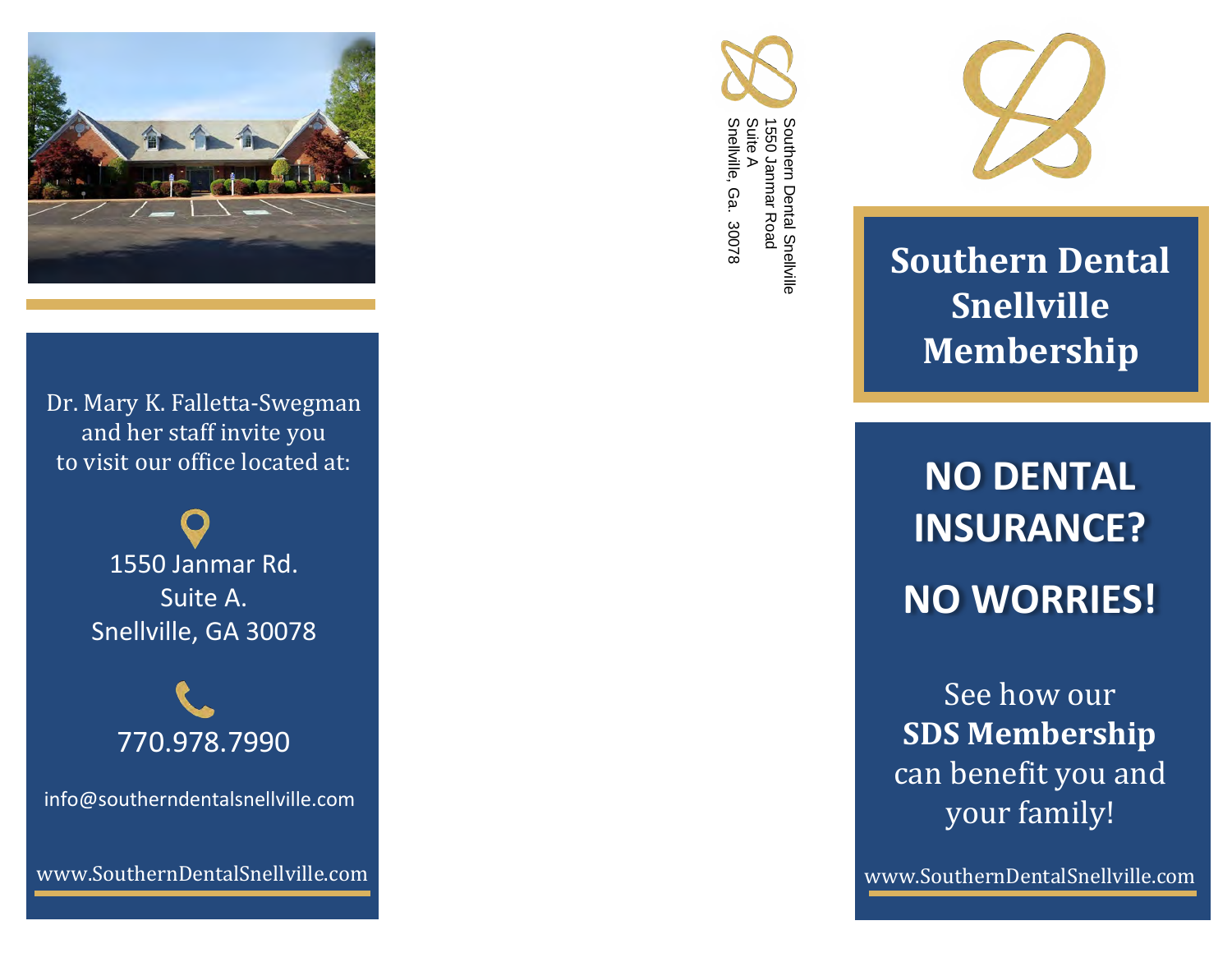Dr. Mary K. Falletta-Swegman and her staff invite you to visit our office located at:

1550 Janmar Rd.
Suite A.
Snellville, GA 30078

770.978.7990

info@southerndentalsnellville.com

www.SouthernDentalSnellville.com

Southern Dental Snellville
1550 Janmar Road
Suite A
Snellville, Ga. 30078

# Southern Dental Snellville Membership

## NO DENTAL INSURANCE?

## NO WORRIES!

See how our **SDS Membership** can benefit you and your family!

www.SouthernDentalSnellville.com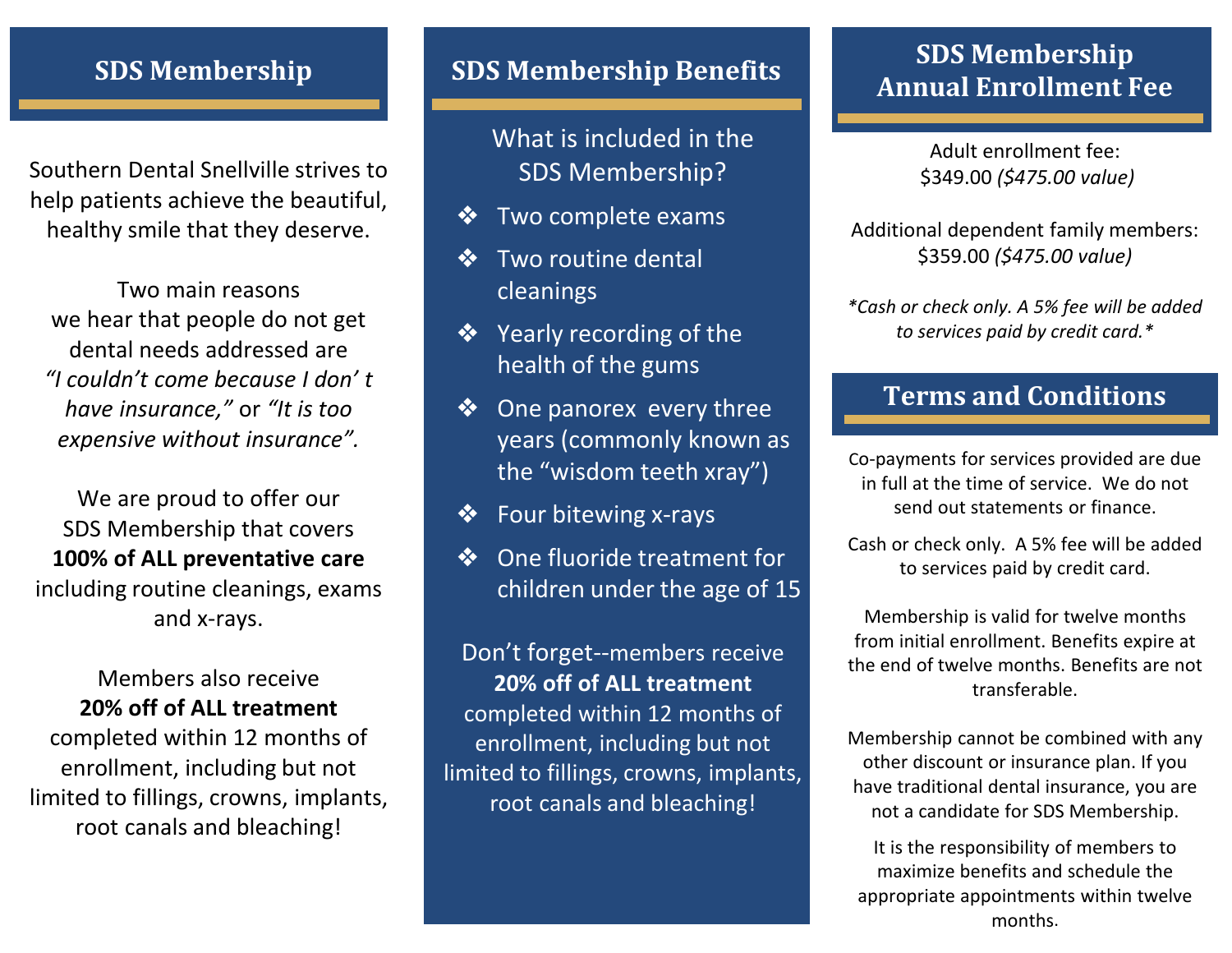## SDS Membership

Southern Dental Snellville strives to help patients achieve the beautiful, healthy smile that they deserve.

Two main reasons we hear that people do not get dental needs addressed are *"I couldn't come because I don' t have insurance,"* or *"It is too expensive without insurance".*

We are proud to offer our SDS Membership that covers **100% of ALL preventative care** including routine cleanings, exams and x-rays.

Members also receive **20% off of ALL treatment** completed within 12 months of enrollment, including but not limited to fillings, crowns, implants, root canals and bleaching!

## SDS Membership Benefits

What is included in the SDS Membership?

- Two complete exams
- Two routine dental cleanings
- Yearly recording of the health of the gums
- One panorex every three years (commonly known as the "wisdom teeth xray")
- Four bitewing x-rays
- One fluoride treatment for children under the age of 15

Don't forget--members receive **20% off of ALL treatment** completed within 12 months of enrollment, including but not limited to fillings, crowns, implants, root canals and bleaching!

## SDS Membership Annual Enrollment Fee

Adult enrollment fee:
$349.00 *($475.00 value)*

Additional dependent family members:
$359.00 *($475.00 value)*

*\*Cash or check only. A 5% fee will be added to services paid by credit card.\**

## Terms and Conditions

Co-payments for services provided are due in full at the time of service. We do not send out statements or finance.

Cash or check only. A 5% fee will be added to services paid by credit card.

Membership is valid for twelve months from initial enrollment. Benefits expire at the end of twelve months. Benefits are not transferable.

Membership cannot be combined with any other discount or insurance plan. If you have traditional dental insurance, you are not a candidate for SDS Membership.

It is the responsibility of members to maximize benefits and schedule the appropriate appointments within twelve months.